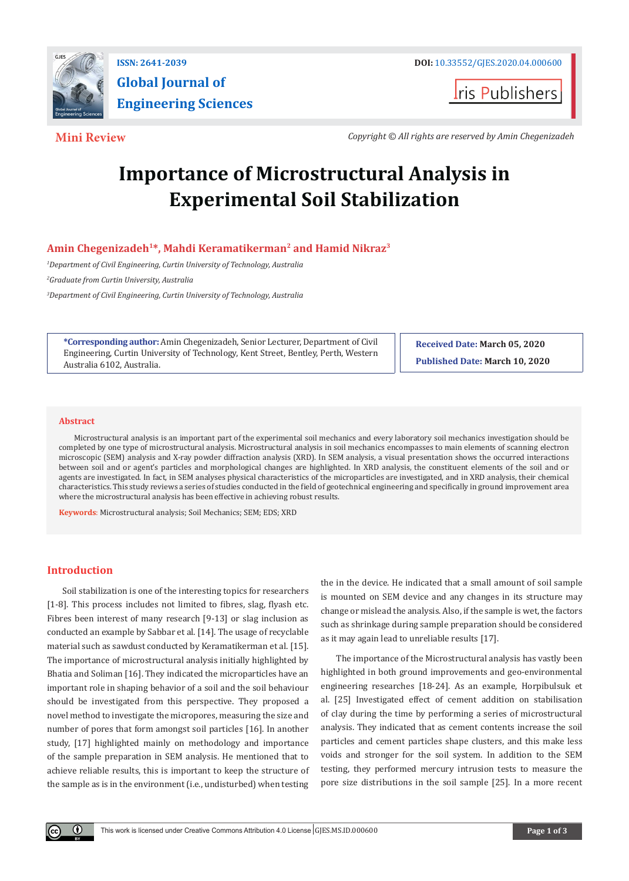ISSN: 2641-2039

DOI: 10.33552/GJES.2020.04.000600

# Global Journal of Engineering Sciences

Iris Publishers

**Mini Review**

*Copyright © All rights are reserved by Amin Chegenizadeh*

# Importance of Microstructural Analysis in Experimental Soil Stabilization

**Amin Chegenizadeh[1]*, Mahdi Keramatikerman[2] and Hamid Nikraz[3]**

[1]*Department of Civil Engineering, Curtin University of Technology, Australia*

[2]*Graduate from Curtin University, Australia*

[3]*Department of Civil Engineering, Curtin University of Technology, Australia*

**\*Corresponding author:** Amin Chegenizadeh, Senior Lecturer, Department of Civil Engineering, Curtin University of Technology, Kent Street, Bentley, Perth, Western Australia 6102, Australia.

**Received Date: March 05, 2020**

**Published Date: March 10, 2020**

## Abstract

Microstructural analysis is an important part of the experimental soil mechanics and every laboratory soil mechanics investigation should be completed by one type of microstructural analysis. Microstructural analysis in soil mechanics encompasses to main elements of scanning electron microscopic (SEM) analysis and X-ray powder diffraction analysis (XRD). In SEM analysis, a visual presentation shows the occurred interactions between soil and or agent's particles and morphological changes are highlighted. In XRD analysis, the constituent elements of the soil and or agents are investigated. In fact, in SEM analyses physical characteristics of the microparticles are investigated, and in XRD analysis, their chemical characteristics. This study reviews a series of studies conducted in the field of geotechnical engineering and specifically in ground improvement area where the microstructural analysis has been effective in achieving robust results.

**Keywords**: Microstructural analysis; Soil Mechanics; SEM; EDS; XRD

## Introduction

Soil stabilization is one of the interesting topics for researchers [1-8]. This process includes not limited to fibres, slag, flyash etc. Fibres been interest of many research [9-13] or slag inclusion as conducted an example by Sabbar et al. [14]. The usage of recyclable material such as sawdust conducted by Keramatikerman et al. [15]. The importance of microstructural analysis initially highlighted by Bhatia and Soliman [16]. They indicated the microparticles have an important role in shaping behavior of a soil and the soil behaviour should be investigated from this perspective. They proposed a novel method to investigate the micropores, measuring the size and number of pores that form amongst soil particles [16]. In another study, [17] highlighted mainly on methodology and importance of the sample preparation in SEM analysis. He mentioned that to achieve reliable results, this is important to keep the structure of the sample as is in the environment (i.e., undisturbed) when testing the in the device. He indicated that a small amount of soil sample is mounted on SEM device and any changes in its structure may change or mislead the analysis. Also, if the sample is wet, the factors such as shrinkage during sample preparation should be considered as it may again lead to unreliable results [17].

The importance of the Microstructural analysis has vastly been highlighted in both ground improvements and geo-environmental engineering researches [18-24]. As an example, Horpibulsuk et al. [25] Investigated effect of cement addition on stabilisation of clay during the time by performing a series of microstructural analysis. They indicated that as cement contents increase the soil particles and cement particles shape clusters, and this make less voids and stronger for the soil system. In addition to the SEM testing, they performed mercury intrusion tests to measure the pore size distributions in the soil sample [25]. In a more recent

This work is licensed under Creative Commons Attribution 4.0 License | GJES.MS.ID.000600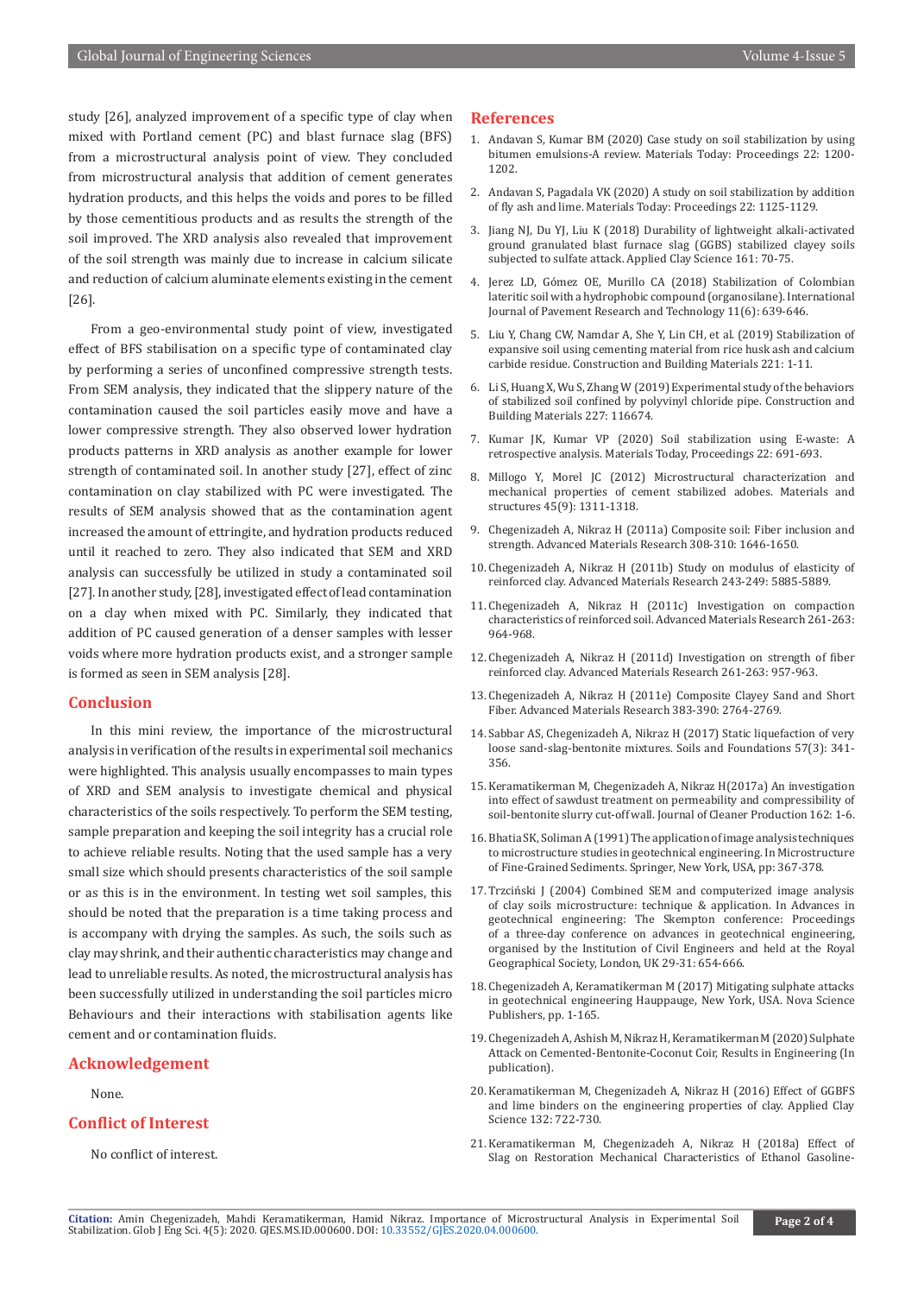study [26], analyzed improvement of a specific type of clay when mixed with Portland cement (PC) and blast furnace slag (BFS) from a microstructural analysis point of view. They concluded from microstructural analysis that addition of cement generates hydration products, and this helps the voids and pores to be filled by those cementitious products and as results the strength of the soil improved. The XRD analysis also revealed that improvement of the soil strength was mainly due to increase in calcium silicate and reduction of calcium aluminate elements existing in the cement [26].

From a geo-environmental study point of view, investigated effect of BFS stabilisation on a specific type of contaminated clay by performing a series of unconfined compressive strength tests. From SEM analysis, they indicated that the slippery nature of the contamination caused the soil particles easily move and have a lower compressive strength. They also observed lower hydration products patterns in XRD analysis as another example for lower strength of contaminated soil. In another study [27], effect of zinc contamination on clay stabilized with PC were investigated. The results of SEM analysis showed that as the contamination agent increased the amount of ettringite, and hydration products reduced until it reached to zero. They also indicated that SEM and XRD analysis can successfully be utilized in study a contaminated soil [27]. In another study, [28], investigated effect of lead contamination on a clay when mixed with PC. Similarly, they indicated that addition of PC caused generation of a denser samples with lesser voids where more hydration products exist, and a stronger sample is formed as seen in SEM analysis [28].

## Conclusion

In this mini review, the importance of the microstructural analysis in verification of the results in experimental soil mechanics were highlighted. This analysis usually encompasses to main types of XRD and SEM analysis to investigate chemical and physical characteristics of the soils respectively. To perform the SEM testing, sample preparation and keeping the soil integrity has a crucial role to achieve reliable results. Noting that the used sample has a very small size which should presents characteristics of the soil sample or as this is in the environment. In testing wet soil samples, this should be noted that the preparation is a time taking process and is accompany with drying the samples. As such, the soils such as clay may shrink, and their authentic characteristics may change and lead to unreliable results. As noted, the microstructural analysis has been successfully utilized in understanding the soil particles micro Behaviours and their interactions with stabilisation agents like cement and or contamination fluids.

## Acknowledgement

None.

## Conflict of Interest

No conflict of interest.

## References

1. Andavan S, Kumar BM (2020) Case study on soil stabilization by using bitumen emulsions-A review. Materials Today: Proceedings 22: 1200-1202.
2. Andavan S, Pagadala VK (2020) A study on soil stabilization by addition of fly ash and lime. Materials Today: Proceedings 22: 1125-1129.
3. Jiang NJ, Du YJ, Liu K (2018) Durability of lightweight alkali-activated ground granulated blast furnace slag (GGBS) stabilized clayey soils subjected to sulfate attack. Applied Clay Science 161: 70-75.
4. Jerez LD, Gómez OE, Murillo CA (2018) Stabilization of Colombian lateritic soil with a hydrophobic compound (organosilane). International Journal of Pavement Research and Technology 11(6): 639-646.
5. Liu Y, Chang CW, Namdar A, She Y, Lin CH, et al. (2019) Stabilization of expansive soil using cementing material from rice husk ash and calcium carbide residue. Construction and Building Materials 221: 1-11.
6. Li S, Huang X, Wu S, Zhang W (2019) Experimental study of the behaviors of stabilized soil confined by polyvinyl chloride pipe. Construction and Building Materials 227: 116674.
7. Kumar JK, Kumar VP (2020) Soil stabilization using E-waste: A retrospective analysis. Materials Today, Proceedings 22: 691-693.
8. Millogo Y, Morel JC (2012) Microstructural characterization and mechanical properties of cement stabilized adobes. Materials and structures 45(9): 1311-1318.
9. Chegenizadeh A, Nikraz H (2011a) Composite soil: Fiber inclusion and strength. Advanced Materials Research 308-310: 1646-1650.
10. Chegenizadeh A, Nikraz H (2011b) Study on modulus of elasticity of reinforced clay. Advanced Materials Research 243-249: 5885-5889.
11. Chegenizadeh A, Nikraz H (2011c) Investigation on compaction characteristics of reinforced soil. Advanced Materials Research 261-263: 964-968.
12. Chegenizadeh A, Nikraz H (2011d) Investigation on strength of fiber reinforced clay. Advanced Materials Research 261-263: 957-963.
13. Chegenizadeh A, Nikraz H (2011e) Composite Clayey Sand and Short Fiber. Advanced Materials Research 383-390: 2764-2769.
14. Sabbar AS, Chegenizadeh A, Nikraz H (2017) Static liquefaction of very loose sand-slag-bentonite mixtures. Soils and Foundations 57(3): 341-356.
15. Keramatikerman M, Chegenizadeh A, Nikraz H(2017a) An investigation into effect of sawdust treatment on permeability and compressibility of soil-bentonite slurry cut-off wall. Journal of Cleaner Production 162: 1-6.
16. Bhatia SK, Soliman A (1991) The application of image analysis techniques to microstructure studies in geotechnical engineering. In Microstructure of Fine-Grained Sediments. Springer, New York, USA, pp: 367-378.
17. Trzciński J (2004) Combined SEM and computerized image analysis of clay soils microstructure: technique & application. In Advances in geotechnical engineering: The Skempton conference: Proceedings of a three-day conference on advances in geotechnical engineering, organised by the Institution of Civil Engineers and held at the Royal Geographical Society, London, UK 29-31: 654-666.
18. Chegenizadeh A, Keramatikerman M (2017) Mitigating sulphate attacks in geotechnical engineering Hauppauge, New York, USA. Nova Science Publishers, pp. 1-165.
19. Chegenizadeh A, Ashish M, Nikraz H, Keramatikerman M (2020) Sulphate Attack on Cemented-Bentonite-Coconut Coir, Results in Engineering (In publication).
20. Keramatikerman M, Chegenizadeh A, Nikraz H (2016) Effect of GGBFS and lime binders on the engineering properties of clay. Applied Clay Science 132: 722-730.
21. Keramatikerman M, Chegenizadeh A, Nikraz H (2018a) Effect of Slag on Restoration Mechanical Characteristics of Ethanol Gasoline-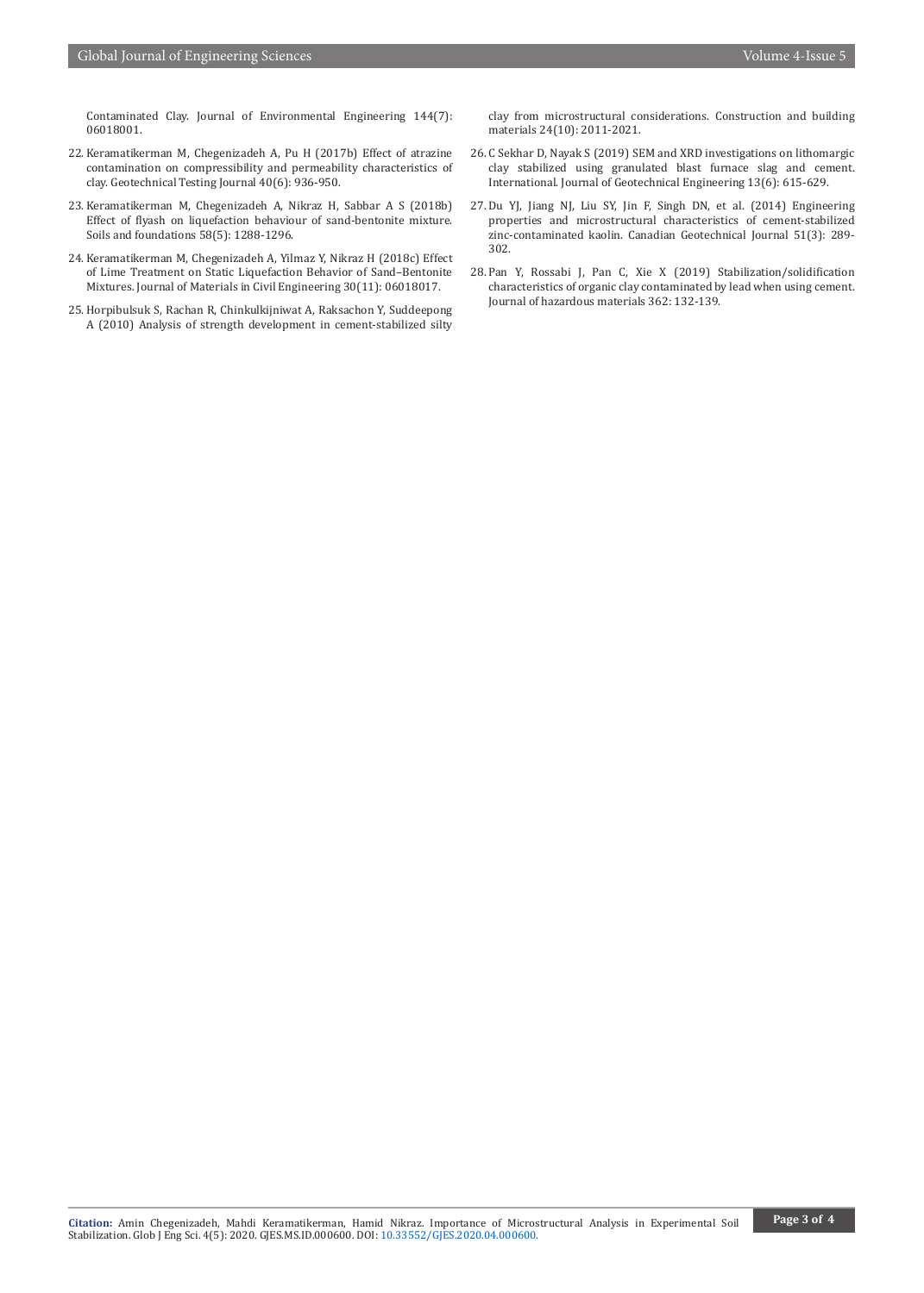Contaminated Clay. Journal of Environmental Engineering 144(7): 06018001.

22. Keramatikerman M, Chegenizadeh A, Pu H (2017b) Effect of atrazine contamination on compressibility and permeability characteristics of clay. Geotechnical Testing Journal 40(6): 936-950.
23. Keramatikerman M, Chegenizadeh A, Nikraz H, Sabbar A S (2018b) Effect of flyash on liquefaction behaviour of sand-bentonite mixture. Soils and foundations 58(5): 1288-1296.
24. Keramatikerman M, Chegenizadeh A, Yilmaz Y, Nikraz H (2018c) Effect of Lime Treatment on Static Liquefaction Behavior of Sand–Bentonite Mixtures. Journal of Materials in Civil Engineering 30(11): 06018017.
25. Horpibulsuk S, Rachan R, Chinkulkijniwat A, Raksachon Y, Suddeepong A (2010) Analysis of strength development in cement-stabilized silty clay from microstructural considerations. Construction and building materials 24(10): 2011-2021.
26. C Sekhar D, Nayak S (2019) SEM and XRD investigations on lithomargic clay stabilized using granulated blast furnace slag and cement. International. Journal of Geotechnical Engineering 13(6): 615-629.
27. Du YJ, Jiang NJ, Liu SY, Jin F, Singh DN, et al. (2014) Engineering properties and microstructural characteristics of cement-stabilized zinc-contaminated kaolin. Canadian Geotechnical Journal 51(3): 289-302.
28. Pan Y, Rossabi J, Pan C, Xie X (2019) Stabilization/solidification characteristics of organic clay contaminated by lead when using cement. Journal of hazardous materials 362: 132-139.